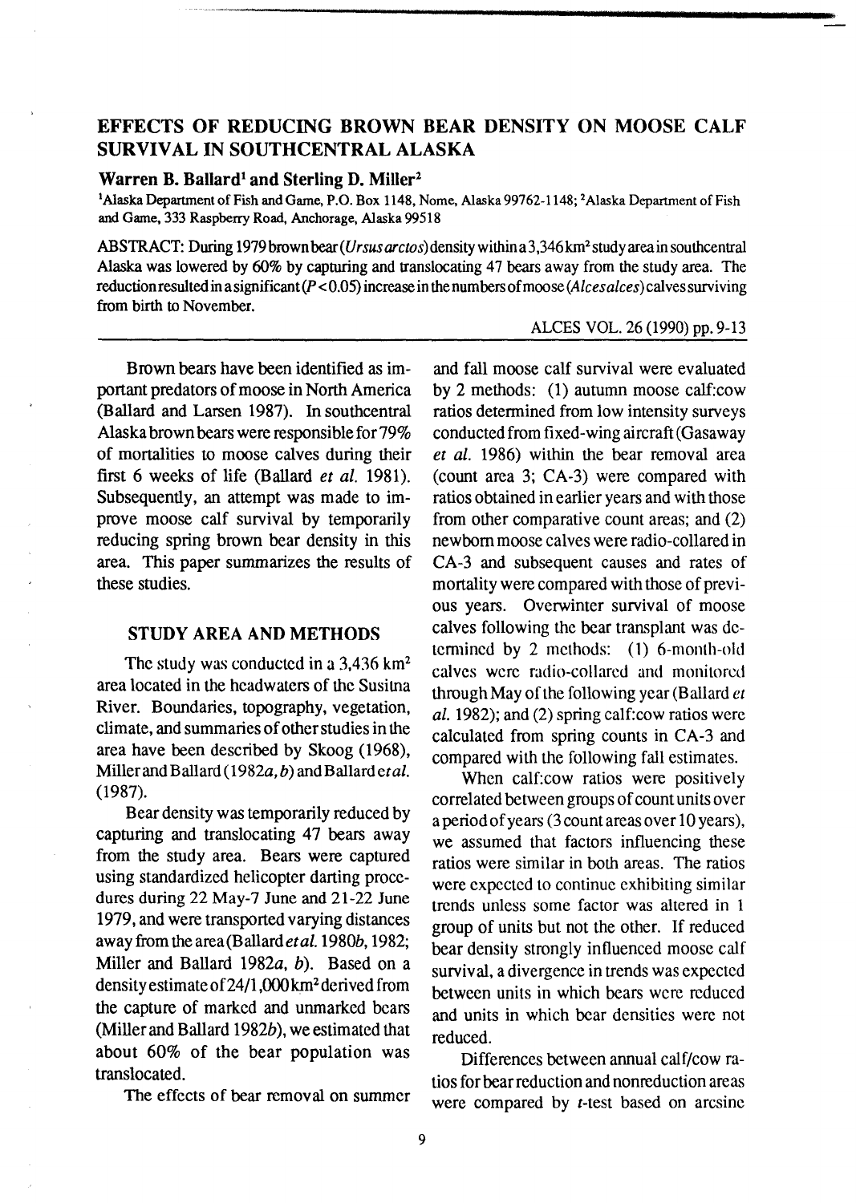# EFFECTS OF REDUCING BROWN BEAR DENSITY ON MOOSE CALF SURVIVAL IN SOUTHCENTRAL ALASKA

**Warren B. Ballard[1] and Sterling D. Miller[2]**

[1]Alaska Department of Fish and Game, P.O. Box 1148, Nome, Alaska 99762-1148; [2]Alaska Department of Fish and Game, 333 Raspberry Road, Anchorage, Alaska 99518

ABSTRACT: During 1979 brown bear (*Ursus arctos*) density within a 3,346 km² study area in southcentral Alaska was lowered by 60% by capturing and translocating 47 bears away from the study area. The reduction resulted in a significant ($P < 0.05$) increase in the numbers of moose (*Alces alces*) calves surviving from birth to November.

Brown bears have been identified as important predators of moose in North America (Ballard and Larsen 1987). In southcentral Alaska brown bears were responsible for 79% of mortalities to moose calves during their first 6 weeks of life (Ballard *et al.* 1981). Subsequently, an attempt was made to improve moose calf survival by temporarily reducing spring brown bear density in this area. This paper summarizes the results of these studies.

## STUDY AREA AND METHODS

The study was conducted in a 3,436 km² area located in the headwaters of the Susitna River. Boundaries, topography, vegetation, climate, and summaries of other studies in the area have been described by Skoog (1968), Miller and Ballard (1982*a*, *b*) and Ballard *et al.* (1987).

Bear density was temporarily reduced by capturing and translocating 47 bears away from the study area. Bears were captured using standardized helicopter darting procedures during 22 May-7 June and 21-22 June 1979, and were transported varying distances away from the area (Ballard *et al.* 1980*b*, 1982; Miller and Ballard 1982*a*, *b*). Based on a density estimate of 24/1,000 km² derived from the capture of marked and unmarked bears (Miller and Ballard 1982*b*), we estimated that about 60% of the bear population was translocated.

The effects of bear removal on summer and fall moose calf survival were evaluated by 2 methods: (1) autumn moose calf:cow ratios determined from low intensity surveys conducted from fixed-wing aircraft (Gasaway *et al.* 1986) within the bear removal area (count area 3; CA-3) were compared with ratios obtained in earlier years and with those from other comparative count areas; and (2) newborn moose calves were radio-collared in CA-3 and subsequent causes and rates of mortality were compared with those of previous years. Overwinter survival of moose calves following the bear transplant was determined by 2 methods: (1) 6-month-old calves were radio-collared and monitored through May of the following year (Ballard *et al.* 1982); and (2) spring calf:cow ratios were calculated from spring counts in CA-3 and compared with the following fall estimates.

When calf:cow ratios were positively correlated between groups of count units over a period of years (3 count areas over 10 years), we assumed that factors influencing these ratios were similar in both areas. The ratios were expected to continue exhibiting similar trends unless some factor was altered in 1 group of units but not the other. If reduced bear density strongly influenced moose calf survival, a divergence in trends was expected between units in which bears were reduced and units in which bear densities were not reduced.

Differences between annual calf/cow ratios for bear reduction and nonreduction areas were compared by *t*-test based on arcsine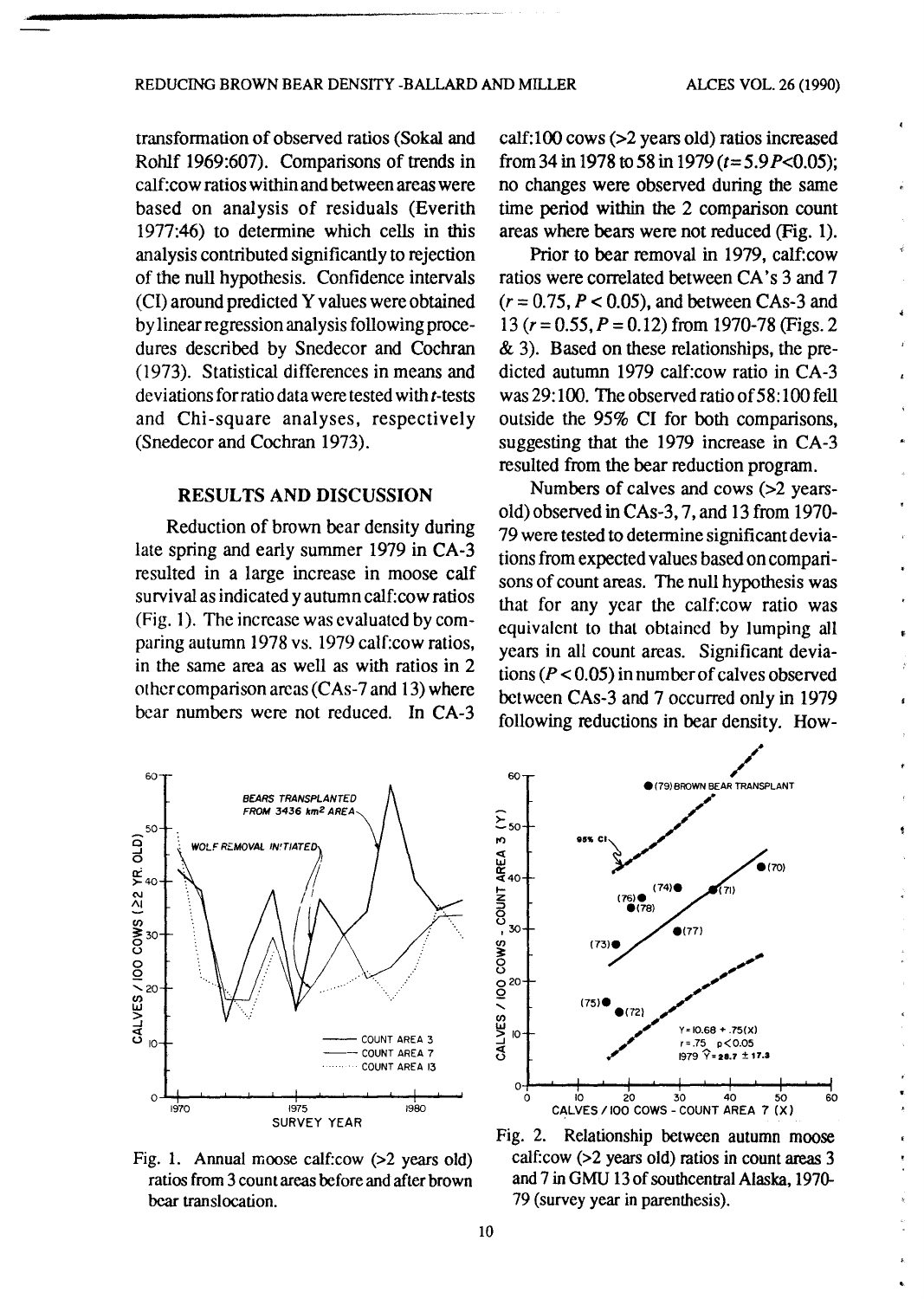transformation of observed ratios (Sokal and Rohlf 1969:607). Comparisons of trends in calf:cow ratios within and between areas were based on analysis of residuals (Everith 1977:46) to determine which cells in this analysis contributed significantly to rejection of the null hypothesis. Confidence intervals (CI) around predicted Y values were obtained by linear regression analysis following procedures described by Snedecor and Cochran (1973). Statistical differences in means and deviations for ratio data were tested with *t*-tests and Chi-square analyses, respectively (Snedecor and Cochran 1973).

## RESULTS AND DISCUSSION

Reduction of brown bear density during late spring and early summer 1979 in CA-3 resulted in a large increase in moose calf survival as indicated y autumn calf:cow ratios (Fig. 1). The increase was evaluated by comparing autumn 1978 vs. 1979 calf:cow ratios, in the same area as well as with ratios in 2 other comparison areas (CAs-7 and 13) where bear numbers were not reduced. In CA-3 calf:100 cows (>2 years old) ratios increased from 34 in 1978 to 58 in 1979 ($t = 5.9$ $P < 0.05$); no changes were observed during the same time period within the 2 comparison count areas where bears were not reduced (Fig. 1).

Prior to bear removal in 1979, calf:cow ratios were correlated between CA's 3 and 7 ($r = 0.75$, $P < 0.05$), and between CAs-3 and 13 ($r = 0.55$, $P = 0.12$) from 1970-78 (Figs. 2 & 3). Based on these relationships, the predicted autumn 1979 calf:cow ratio in CA-3 was 29:100. The observed ratio of 58:100 fell outside the 95% CI for both comparisons, suggesting that the 1979 increase in CA-3 resulted from the bear reduction program.

Numbers of calves and cows (>2 years-old) observed in CAs-3, 7, and 13 from 1970-79 were tested to determine significant deviations from expected values based on comparisons of count areas. The null hypothesis was that for any year the calf:cow ratio was equivalent to that obtained by lumping all years in all count areas. Significant deviations ($P < 0.05$) in number of calves observed between CAs-3 and 7 occurred only in 1979 following reductions in bear density. How-

Fig. 1. Annual moose calf:cow (>2 years old) ratios from 3 count areas before and after brown bear translocation.

Fig. 2. Relationship between autumn moose calf:cow (>2 years old) ratios in count areas 3 and 7 in GMU 13 of southcentral Alaska, 1970-79 (survey year in parenthesis).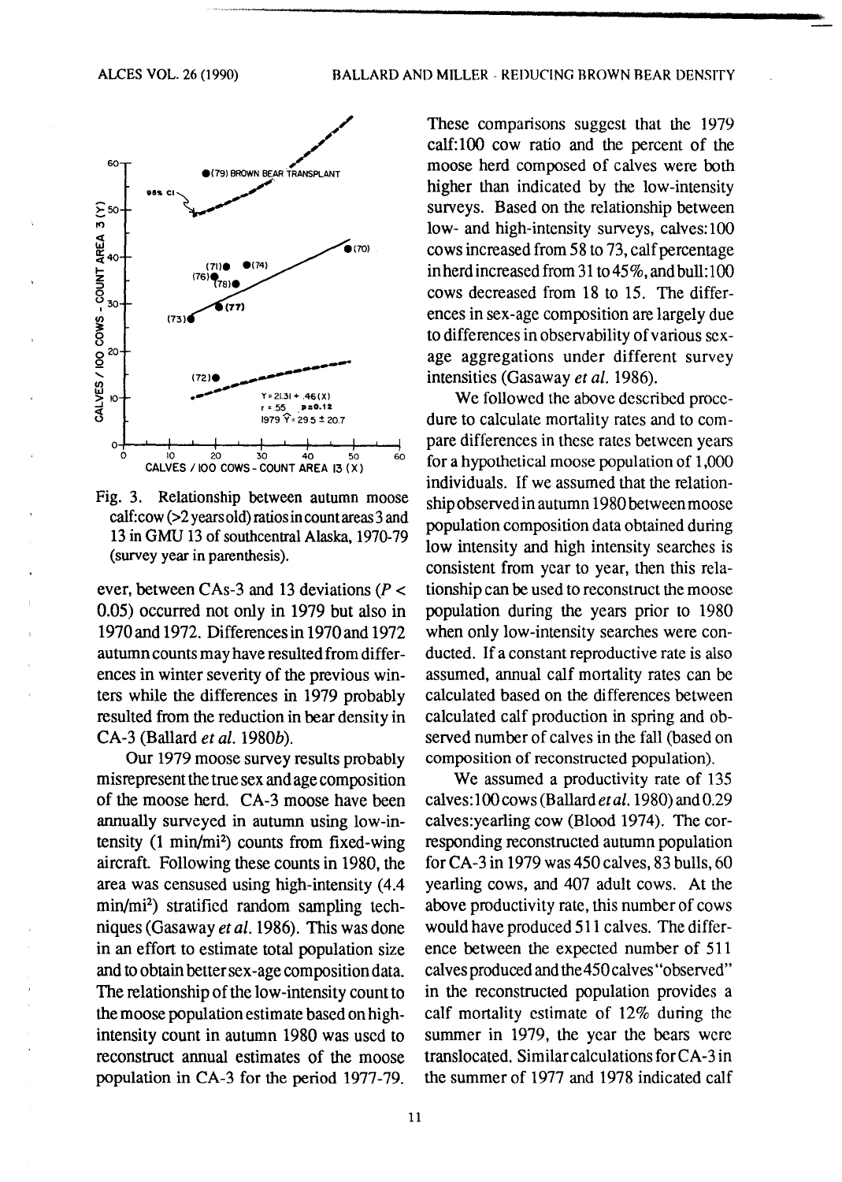Fig. 3. Relationship between autumn moose calf:cow (>2 years old) ratios in count areas 3 and 13 in GMU 13 of southcentral Alaska, 1970-79 (survey year in parenthesis).

ever, between CAs-3 and 13 deviations ($P < 0.05$) occurred not only in 1979 but also in 1970 and 1972. Differences in 1970 and 1972 autumn counts may have resulted from differences in winter severity of the previous winters while the differences in 1979 probably resulted from the reduction in bear density in CA-3 (Ballard *et al.* 1980*b*).

Our 1979 moose survey results probably misrepresent the true sex and age composition of the moose herd. CA-3 moose have been annually surveyed in autumn using low-intensity (1 min/mi$^2$) counts from fixed-wing aircraft. Following these counts in 1980, the area was censused using high-intensity (4.4 min/mi$^2$) stratified random sampling techniques (Gasaway *et al.* 1986). This was done in an effort to estimate total population size and to obtain better sex-age composition data. The relationship of the low-intensity count to the moose population estimate based on high-intensity count in autumn 1980 was used to reconstruct annual estimates of the moose population in CA-3 for the period 1977-79.

These comparisons suggest that the 1979 calf:100 cow ratio and the percent of the moose herd composed of calves were both higher than indicated by the low-intensity surveys. Based on the relationship between low- and high-intensity surveys, calves:100 cows increased from 58 to 73, calf percentage in herd increased from 31 to 45%, and bull:100 cows decreased from 18 to 15. The differences in sex-age composition are largely due to differences in observability of various sex-age aggregations under different survey intensities (Gasaway *et al.* 1986).

We followed the above described procedure to calculate mortality rates and to compare differences in these rates between years for a hypothetical moose population of 1,000 individuals. If we assumed that the relationship observed in autumn 1980 between moose population composition data obtained during low intensity and high intensity searches is consistent from year to year, then this relationship can be used to reconstruct the moose population during the years prior to 1980 when only low-intensity searches were conducted. If a constant reproductive rate is also assumed, annual calf mortality rates can be calculated based on the differences between calculated calf production in spring and observed number of calves in the fall (based on composition of reconstructed population).

We assumed a productivity rate of 135 calves:100 cows (Ballard *et al.* 1980) and 0.29 calves:yearling cow (Blood 1974). The corresponding reconstructed autumn population for CA-3 in 1979 was 450 calves, 83 bulls, 60 yearling cows, and 407 adult cows. At the above productivity rate, this number of cows would have produced 511 calves. The difference between the expected number of 511 calves produced and the 450 calves "observed" in the reconstructed population provides a calf mortality estimate of 12% during the summer in 1979, the year the bears were translocated. Similar calculations for CA-3 in the summer of 1977 and 1978 indicated calf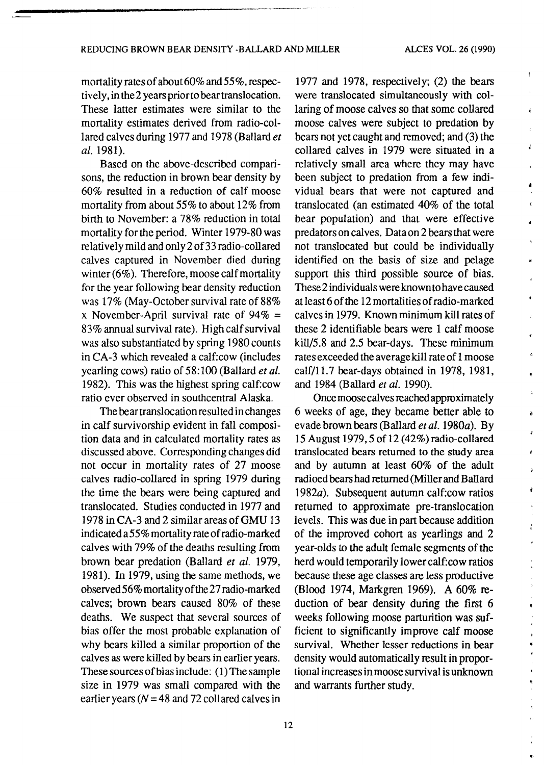mortality rates of about 60% and 55%, respectively, in the 2 years prior to bear translocation. These latter estimates were similar to the mortality estimates derived from radio-collared calves during 1977 and 1978 (Ballard *et al.* 1981).

Based on the above-described comparisons, the reduction in brown bear density by 60% resulted in a reduction of calf moose mortality from about 55% to about 12% from birth to November: a 78% reduction in total mortality for the period. Winter 1979-80 was relatively mild and only 2 of 33 radio-collared calves captured in November died during winter (6%). Therefore, moose calf mortality for the year following bear density reduction was 17% (May-October survival rate of 88% x November-April survival rate of 94% = 83% annual survival rate). High calf survival was also substantiated by spring 1980 counts in CA-3 which revealed a calf:cow (includes yearling cows) ratio of 58:100 (Ballard *et al.* 1982). This was the highest spring calf:cow ratio ever observed in southcentral Alaska.

The bear translocation resulted in changes in calf survivorship evident in fall composition data and in calculated mortality rates as discussed above. Corresponding changes did not occur in mortality rates of 27 moose calves radio-collared in spring 1979 during the time the bears were being captured and translocated. Studies conducted in 1977 and 1978 in CA-3 and 2 similar areas of GMU 13 indicated a 55% mortality rate of radio-marked calves with 79% of the deaths resulting from brown bear predation (Ballard *et al.* 1979, 1981). In 1979, using the same methods, we observed 56% mortality of the 27 radio-marked calves; brown bears caused 80% of these deaths. We suspect that several sources of bias offer the most probable explanation of why bears killed a similar proportion of the calves as were killed by bears in earlier years. These sources of bias include: (1) The sample size in 1979 was small compared with the earlier years (*N* = 48 and 72 collared calves in 1977 and 1978, respectively; (2) the bears were translocated simultaneously with collaring of moose calves so that some collared moose calves were subject to predation by bears not yet caught and removed; and (3) the collared calves in 1979 were situated in a relatively small area where they may have been subject to predation from a few individual bears that were not captured and translocated (an estimated 40% of the total bear population) and that were effective predators on calves. Data on 2 bears that were not translocated but could be individually identified on the basis of size and pelage support this third possible source of bias. These 2 individuals were known to have caused at least 6 of the 12 mortalities of radio-marked calves in 1979. Known minimum kill rates of these 2 identifiable bears were 1 calf moose kill/5.8 and 2.5 bear-days. These minimum rates exceeded the average kill rate of 1 moose calf/11.7 bear-days obtained in 1978, 1981, and 1984 (Ballard *et al.* 1990).

Once moose calves reached approximately 6 weeks of age, they became better able to evade brown bears (Ballard *et al.* 1980*a*). By 15 August 1979, 5 of 12 (42%) radio-collared translocated bears returned to the study area and by autumn at least 60% of the adult radioed bears had returned (Miller and Ballard 1982*a*). Subsequent autumn calf:cow ratios returned to approximate pre-translocation levels. This was due in part because addition of the improved cohort as yearlings and 2 year-olds to the adult female segments of the herd would temporarily lower calf:cow ratios because these age classes are less productive (Blood 1974, Markgren 1969). A 60% reduction of bear density during the first 6 weeks following moose parturition was sufficient to significantly improve calf moose survival. Whether lesser reductions in bear density would automatically result in proportional increases in moose survival is unknown and warrants further study.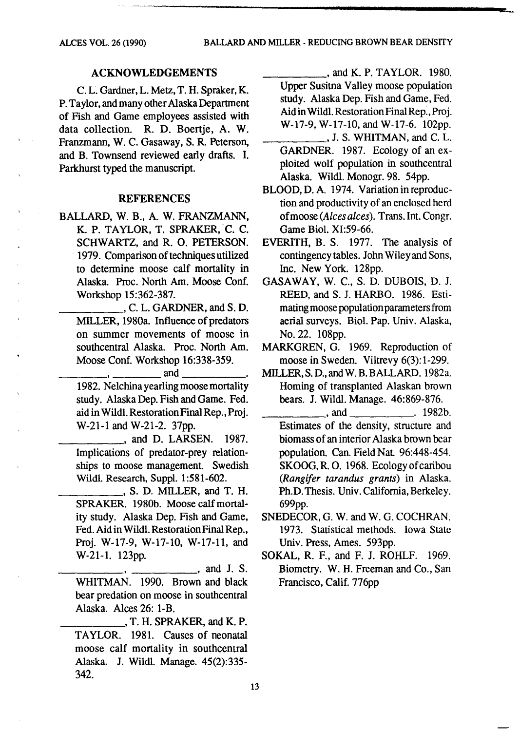## ACKNOWLEDGEMENTS

C. L. Gardner, L. Metz, T. H. Spraker, K. P. Taylor, and many other Alaska Department of Fish and Game employees assisted with data collection. R. D. Boertje, A. W. Franzmann, W. C. Gasaway, S. R. Peterson, and B. Townsend reviewed early drafts. I. Parkhurst typed the manuscript.

## REFERENCES

BALLARD, W. B., A. W. FRANZMANN, K. P. TAYLOR, T. SPRAKER, C. C. SCHWARTZ, and R. O. PETERSON. 1979. Comparison of techniques utilized to determine moose calf mortality in Alaska. Proc. North Am. Moose Conf. Workshop 15:362-387.

__________, C. L. GARDNER, and S. D. MILLER, 1980a. Influence of predators on summer movements of moose in southcentral Alaska. Proc. North Am. Moose Conf. Workshop 16:338-359.

__________, __________ and __________. 1982. Nelchina yearling moose mortality study. Alaska Dep. Fish and Game. Fed. aid in Wildl. Restoration Final Rep., Proj. W-21-1 and W-21-2. 37pp.

__________, and D. LARSEN. 1987. Implications of predator-prey relationships to moose management. Swedish Wildl. Research, Suppl. 1:581-602.

__________, S. D. MILLER, and T. H. SPRAKER. 1980b. Moose calf mortality study. Alaska Dep. Fish and Game, Fed. Aid in Wildl. Restoration Final Rep., Proj. W-17-9, W-17-10, W-17-11, and W-21-1. 123pp.

__________, __________, and J. S. WHITMAN. 1990. Brown and black bear predation on moose in southcentral Alaska. Alces 26: 1-B.

__________, T. H. SPRAKER, and K. P. TAYLOR. 1981. Causes of neonatal moose calf mortality in southcentral Alaska. J. Wildl. Manage. 45(2):335-342.

__________, and K. P. TAYLOR. 1980. Upper Susitna Valley moose population study. Alaska Dep. Fish and Game, Fed. Aid in Wildl. Restoration Final Rep., Proj. W-17-9, W-17-10, and W-17-6. 102pp.

__________, J. S. WHITMAN, and C. L. GARDNER. 1987. Ecology of an exploited wolf population in southcentral Alaska. Wildl. Monogr. 98. 54pp.

BLOOD, D. A. 1974. Variation in reproduction and productivity of an enclosed herd of moose (*Alces alces*). Trans. Int. Congr. Game Biol. XI:59-66.

EVERITH, B. S. 1977. The analysis of contingency tables. John Wiley and Sons, Inc. New York. 128pp.

GASAWAY, W. C., S. D. DUBOIS, D. J. REED, and S. J. HARBO. 1986. Estimating moose population parameters from aerial surveys. Biol. Pap. Univ. Alaska, No. 22. 108pp.

MARKGREN, G. 1969. Reproduction of moose in Sweden. Viltrevy 6(3):1-299.

MILLER, S. D., and W. B. BALLARD. 1982a. Homing of transplanted Alaskan brown bears. J. Wildl. Manage. 46:869-876.

__________, and __________. 1982b. Estimates of the density, structure and biomass of an interior Alaska brown bear population. Can. Field Nat. 96:448-454.

SKOOG, R. O. 1968. Ecology of caribou (*Rangifer tarandus grants*) in Alaska. Ph.D. Thesis. Univ. California, Berkeley. 699pp.

SNEDECOR, G. W. and W. G. COCHRAN. 1973. Statistical methods. Iowa State Univ. Press, Ames. 593pp.

SOKAL, R. F., and F. J. ROHLF. 1969. Biometry. W. H. Freeman and Co., San Francisco, Calif. 776pp